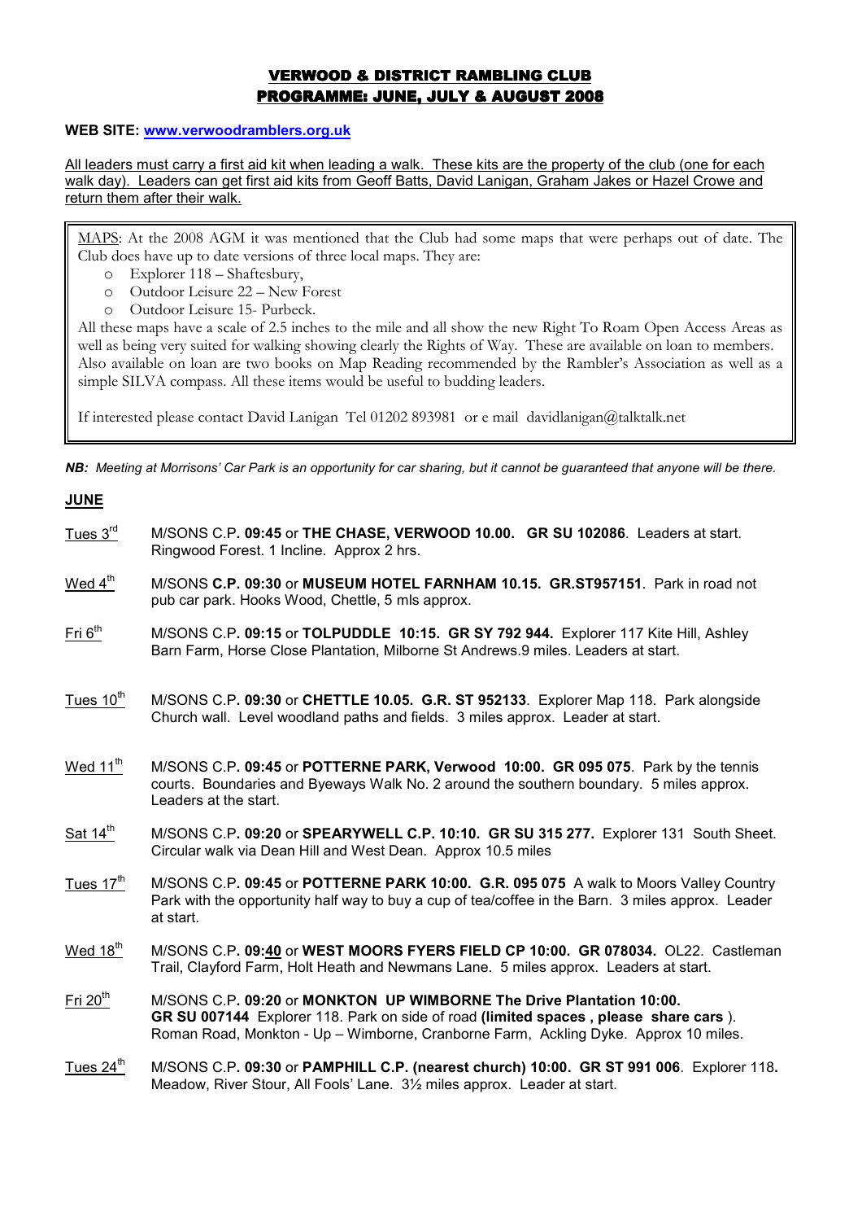# VERWOOD & DISTRICT RAMBLING CLUB
## PROGRAMME: JUNE, JULY & AUGUST 2008

**WEB SITE: [www.verwoodramblers.org.uk](http://www.verwoodramblers.org.uk)**

All leaders must carry a first aid kit when leading a walk. These kits are the property of the club (one for each walk day). Leaders can get first aid kits from Geoff Batts, David Lanigan, Graham Jakes or Hazel Crowe and return them after their walk.

MAPS: At the 2008 AGM it was mentioned that the Club had some maps that were perhaps out of date. The Club does have up to date versions of three local maps. They are:

- Explorer 118 – Shaftesbury,
- Outdoor Leisure 22 – New Forest
- Outdoor Leisure 15- Purbeck.

All these maps have a scale of 2.5 inches to the mile and all show the new Right To Roam Open Access Areas as well as being very suited for walking showing clearly the Rights of Way. These are available on loan to members. Also available on loan are two books on Map Reading recommended by the Rambler's Association as well as a simple SILVA compass. All these items would be useful to budding leaders.

If interested please contact David Lanigan Tel 01202 893981 or e mail davidlanigan@talktalk.net

***NB:** Meeting at Morrisons' Car Park is an opportunity for car sharing, but it cannot be guaranteed that anyone will be there.*

## JUNE

**Tues 3rd** — M/SONS C.P**. 09:45** or **THE CHASE, VERWOOD 10.00. GR SU 102086**. Leaders at start. Ringwood Forest. 1 Incline. Approx 2 hrs.

**Wed 4th** — M/SONS **C.P. 09:30** or **MUSEUM HOTEL FARNHAM 10.15. GR.ST957151**. Park in road not pub car park. Hooks Wood, Chettle, 5 mls approx.

**Fri 6th** — M/SONS C.P**. 09:15** or **TOLPUDDLE 10:15. GR SY 792 944.** Explorer 117 Kite Hill, Ashley Barn Farm, Horse Close Plantation, Milborne St Andrews.9 miles. Leaders at start.

**Tues 10th** — M/SONS C.P**. 09:30** or **CHETTLE 10.05. G.R. ST 952133**. Explorer Map 118. Park alongside Church wall. Level woodland paths and fields. 3 miles approx. Leader at start.

**Wed 11th** — M/SONS C.P**. 09:45** or **POTTERNE PARK, Verwood 10:00. GR 095 075**. Park by the tennis courts. Boundaries and Byeways Walk No. 2 around the southern boundary. 5 miles approx. Leaders at the start.

**Sat 14th** — M/SONS C.P**. 09:20** or **SPEARYWELL C.P. 10:10. GR SU 315 277.** Explorer 131 South Sheet. Circular walk via Dean Hill and West Dean. Approx 10.5 miles

**Tues 17th** — M/SONS C.P**. 09:45** or **POTTERNE PARK 10:00. G.R. 095 075** A walk to Moors Valley Country Park with the opportunity half way to buy a cup of tea/coffee in the Barn. 3 miles approx. Leader at start.

**Wed 18th** — M/SONS C.P**. 09:40** or **WEST MOORS FYERS FIELD CP 10:00. GR 078034.** OL22. Castleman Trail, Clayford Farm, Holt Heath and Newmans Lane. 5 miles approx. Leaders at start.

**Fri 20th** — M/SONS C.P**. 09:20** or **MONKTON UP WIMBORNE The Drive Plantation 10:00. GR SU 007144** Explorer 118. Park on side of road **(limited spaces , please share cars** ). Roman Road, Monkton - Up – Wimborne, Cranborne Farm, Ackling Dyke. Approx 10 miles.

**Tues 24th** — M/SONS C.P**. 09:30** or **PAMPHILL C.P. (nearest church) 10:00. GR ST 991 006**. Explorer 118**.** Meadow, River Stour, All Fools' Lane. 3½ miles approx. Leader at start.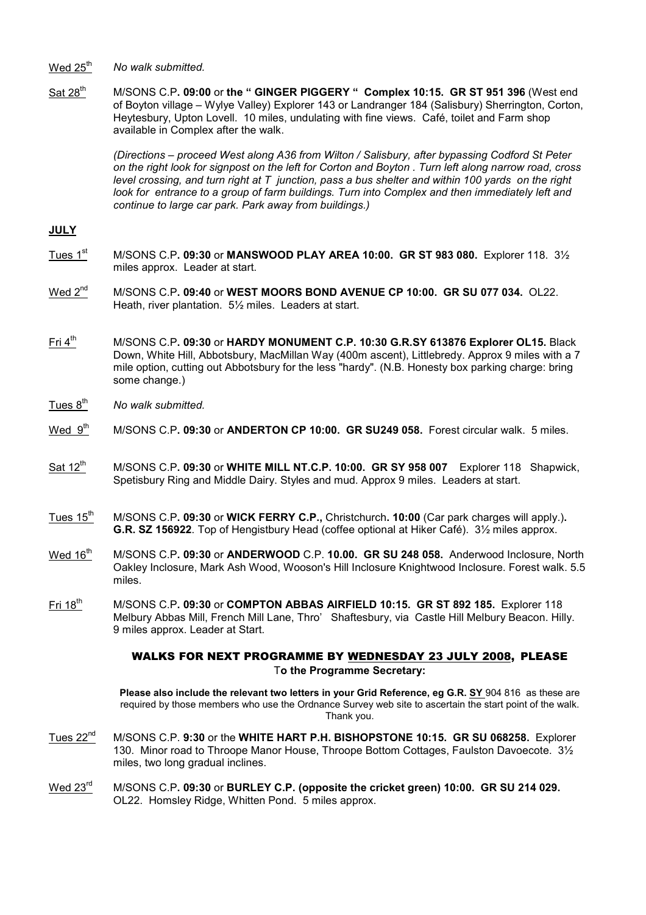Wed 25th *No walk submitted.*

Sat 28th M/SONS C.P**. 09:00** or **the " GINGER PIGGERY " Complex 10:15. GR ST 951 396** (West end of Boyton village – Wylye Valley) Explorer 143 or Landranger 184 (Salisbury) Sherrington, Corton, Heytesbury, Upton Lovell. 10 miles, undulating with fine views. Café, toilet and Farm shop available in Complex after the walk.

*(Directions – proceed West along A36 from Wilton / Salisbury, after bypassing Codford St Peter on the right look for signpost on the left for Corton and Boyton . Turn left along narrow road, cross level crossing, and turn right at T junction, pass a bus shelter and within 100 yards on the right look for entrance to a group of farm buildings. Turn into Complex and then immediately left and continue to large car park. Park away from buildings.)*

## JULY

Tues 1st M/SONS C.P**. 09:30** or **MANSWOOD PLAY AREA 10:00. GR ST 983 080.** Explorer 118. 3½ miles approx. Leader at start.

Wed 2nd M/SONS C.P**. 09:40** or **WEST MOORS BOND AVENUE CP 10:00. GR SU 077 034.** OL22. Heath, river plantation. 5½ miles. Leaders at start.

Fri 4th M/SONS C.P**. 09:30** or **HARDY MONUMENT C.P. 10:30 G.R.SY 613876 Explorer OL15.** Black Down, White Hill, Abbotsbury, MacMillan Way (400m ascent), Littlebredy. Approx 9 miles with a 7 mile option, cutting out Abbotsbury for the less "hardy". (N.B. Honesty box parking charge: bring some change.)

Tues 8th *No walk submitted.*

Wed 9th M/SONS C.P**. 09:30** or **ANDERTON CP 10:00. GR SU249 058.** Forest circular walk. 5 miles.

Sat 12th M/SONS C.P**. 09:30** or **WHITE MILL NT.C.P. 10:00. GR SY 958 007** Explorer 118 Shapwick, Spetisbury Ring and Middle Dairy. Styles and mud. Approx 9 miles. Leaders at start.

Tues 15th M/SONS C.P**. 09:30** or **WICK FERRY C.P.,** Christchurch**. 10:00** (Car park charges will apply.)**. G.R. SZ 156922**. Top of Hengistbury Head (coffee optional at Hiker Café). 3½ miles approx.

Wed 16th M/SONS C.P**. 09:30** or **ANDERWOOD** C.P. **10.00. GR SU 248 058.** Anderwood Inclosure, North Oakley Inclosure, Mark Ash Wood, Wooson's Hill Inclosure Knightwood Inclosure. Forest walk. 5.5 miles.

Fri 18th M/SONS C.P**. 09:30** or **COMPTON ABBAS AIRFIELD 10:15. GR ST 892 185.** Explorer 118 Melbury Abbas Mill, French Mill Lane, Thro' Shaftesbury, via Castle Hill Melbury Beacon. Hilly. 9 miles approx. Leader at Start.

### WALKS FOR NEXT PROGRAMME BY WEDNESDAY 23 JULY 2008, PLEASE

**To the Programme Secretary:**

**Please also include the relevant two letters in your Grid Reference, eg G.R. SY** 904 816 as these are required by those members who use the Ordnance Survey web site to ascertain the start point of the walk. Thank you.

Tues 22nd M/SONS C.P. **9:30** or the **WHITE HART P.H. BISHOPSTONE 10:15. GR SU 068258.** Explorer 130. Minor road to Throope Manor House, Throope Bottom Cottages, Faulston Davoecote. 3½ miles, two long gradual inclines.

Wed 23rd M/SONS C.P**. 09:30** or **BURLEY C.P. (opposite the cricket green) 10:00. GR SU 214 029.** OL22. Homsley Ridge, Whitten Pond. 5 miles approx.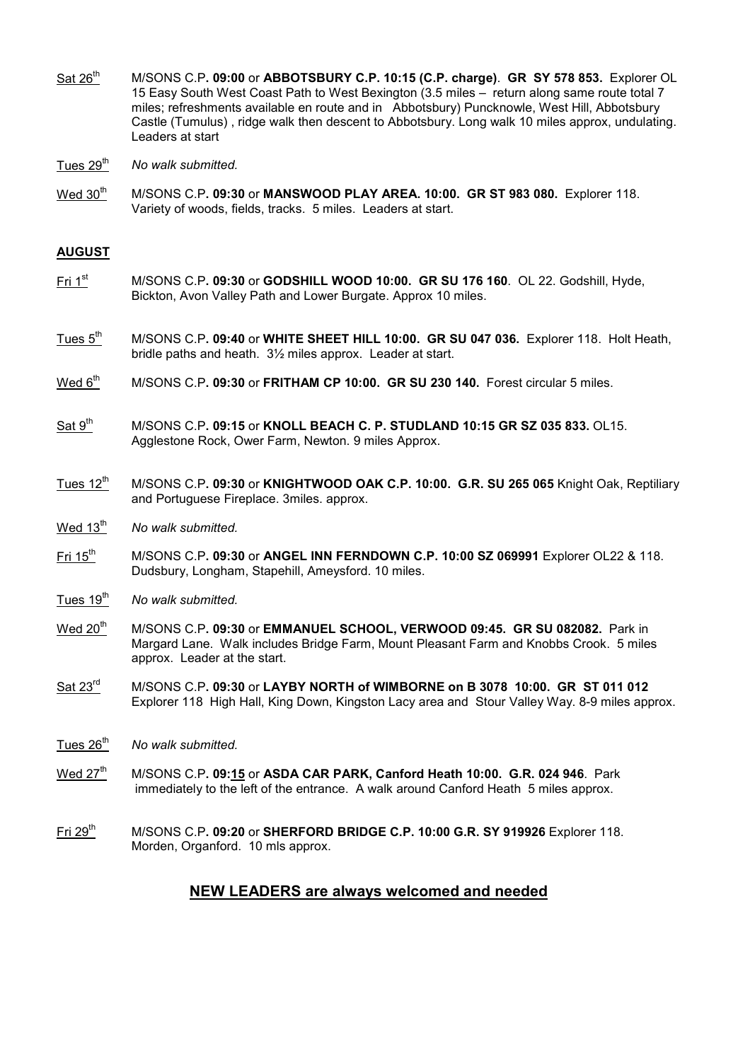Sat 26th M/SONS C.P. **09:00** or **ABBOTSBURY C.P. 10:15 (C.P. charge)**. **GR SY 578 853.** Explorer OL 15 Easy South West Coast Path to West Bexington (3.5 miles – return along same route total 7 miles; refreshments available en route and in Abbotsbury) Puncknowle, West Hill, Abbotsbury Castle (Tumulus) , ridge walk then descent to Abbotsbury. Long walk 10 miles approx, undulating. Leaders at start

Tues 29th *No walk submitted.*

Wed 30th M/SONS C.P. **09:30** or **MANSWOOD PLAY AREA. 10:00. GR ST 983 080.** Explorer 118. Variety of woods, fields, tracks. 5 miles. Leaders at start.

## AUGUST

Fri 1st M/SONS C.P. **09:30** or **GODSHILL WOOD 10:00. GR SU 176 160**. OL 22. Godshill, Hyde, Bickton, Avon Valley Path and Lower Burgate. Approx 10 miles.

Tues 5th M/SONS C.P. **09:40** or **WHITE SHEET HILL 10:00. GR SU 047 036.** Explorer 118. Holt Heath, bridle paths and heath. 3½ miles approx. Leader at start.

Wed 6th M/SONS C.P. **09:30** or **FRITHAM CP 10:00. GR SU 230 140.** Forest circular 5 miles.

Sat 9th M/SONS C.P. **09:15** or **KNOLL BEACH C. P. STUDLAND 10:15 GR SZ 035 833.** OL15. Agglestone Rock, Ower Farm, Newton. 9 miles Approx.

Tues 12th M/SONS C.P. **09:30** or **KNIGHTWOOD OAK C.P. 10:00. G.R. SU 265 065** Knight Oak, Reptiliary and Portuguese Fireplace. 3miles. approx.

Wed 13th *No walk submitted.*

Fri 15th M/SONS C.P. **09:30** or **ANGEL INN FERNDOWN C.P. 10:00 SZ 069991** Explorer OL22 & 118. Dudsbury, Longham, Stapehill, Ameysford. 10 miles.

Tues 19th *No walk submitted.*

Wed 20th M/SONS C.P. **09:30** or **EMMANUEL SCHOOL, VERWOOD 09:45. GR SU 082082.** Park in Margard Lane. Walk includes Bridge Farm, Mount Pleasant Farm and Knobbs Crook. 5 miles approx. Leader at the start.

Sat 23rd M/SONS C.P. **09:30** or **LAYBY NORTH of WIMBORNE on B 3078 10:00. GR ST 011 012** Explorer 118 High Hall, King Down, Kingston Lacy area and Stour Valley Way. 8-9 miles approx.

Tues 26th *No walk submitted.*

Wed 27th M/SONS C.P. **09:15** or **ASDA CAR PARK, Canford Heath 10:00. G.R. 024 946**. Park immediately to the left of the entrance. A walk around Canford Heath 5 miles approx.

Fri 29th M/SONS C.P. **09:20** or **SHERFORD BRIDGE C.P. 10:00 G.R. SY 919926** Explorer 118. Morden, Organford. 10 mls approx.

## NEW LEADERS are always welcomed and needed